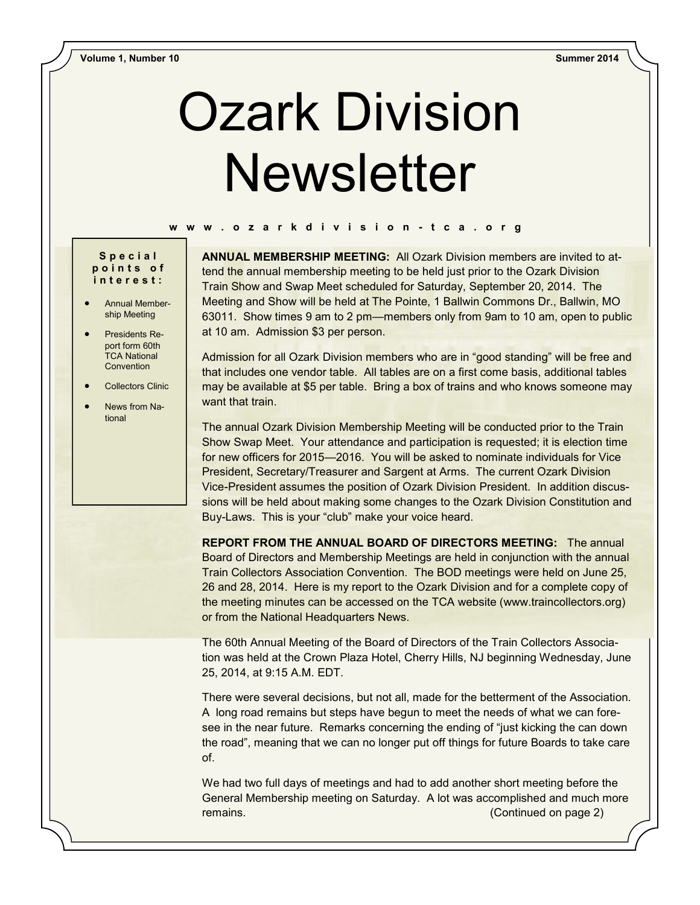Volume 1, Number 10 Summer 2014

# Ozark Division Newsletter

w w w . o z a r k d i v i s i o n - t c a . o r g

**Special points of interest:**

- Annual Membership Meeting
- Presidents Report form 60th TCA National Convention
- Collectors Clinic
- News from National

**ANNUAL MEMBERSHIP MEETING:** All Ozark Division members are invited to attend the annual membership meeting to be held just prior to the Ozark Division Train Show and Swap Meet scheduled for Saturday, September 20, 2014. The Meeting and Show will be held at The Pointe, 1 Ballwin Commons Dr., Ballwin, MO 63011. Show times 9 am to 2 pm—members only from 9am to 10 am, open to public at 10 am. Admission $3 per person.

Admission for all Ozark Division members who are in "good standing" will be free and that includes one vendor table. All tables are on a first come basis, additional tables may be available at $5 per table. Bring a box of trains and who knows someone may want that train.

The annual Ozark Division Membership Meeting will be conducted prior to the Train Show Swap Meet. Your attendance and participation is requested; it is election time for new officers for 2015—2016. You will be asked to nominate individuals for Vice President, Secretary/Treasurer and Sargent at Arms. The current Ozark Division Vice-President assumes the position of Ozark Division President. In addition discussions will be held about making some changes to the Ozark Division Constitution and Buy-Laws. This is your "club" make your voice heard.

**REPORT FROM THE ANNUAL BOARD OF DIRECTORS MEETING:** The annual Board of Directors and Membership Meetings are held in conjunction with the annual Train Collectors Association Convention. The BOD meetings were held on June 25, 26 and 28, 2014. Here is my report to the Ozark Division and for a complete copy of the meeting minutes can be accessed on the TCA website (www.traincollectors.org) or from the National Headquarters News.

The 60th Annual Meeting of the Board of Directors of the Train Collectors Association was held at the Crown Plaza Hotel, Cherry Hills, NJ beginning Wednesday, June 25, 2014, at 9:15 A.M. EDT.

There were several decisions, but not all, made for the betterment of the Association. A long road remains but steps have begun to meet the needs of what we can foresee in the near future. Remarks concerning the ending of "just kicking the can down the road", meaning that we can no longer put off things for future Boards to take care of.

We had two full days of meetings and had to add another short meeting before the General Membership meeting on Saturday. A lot was accomplished and much more remains. (Continued on page 2)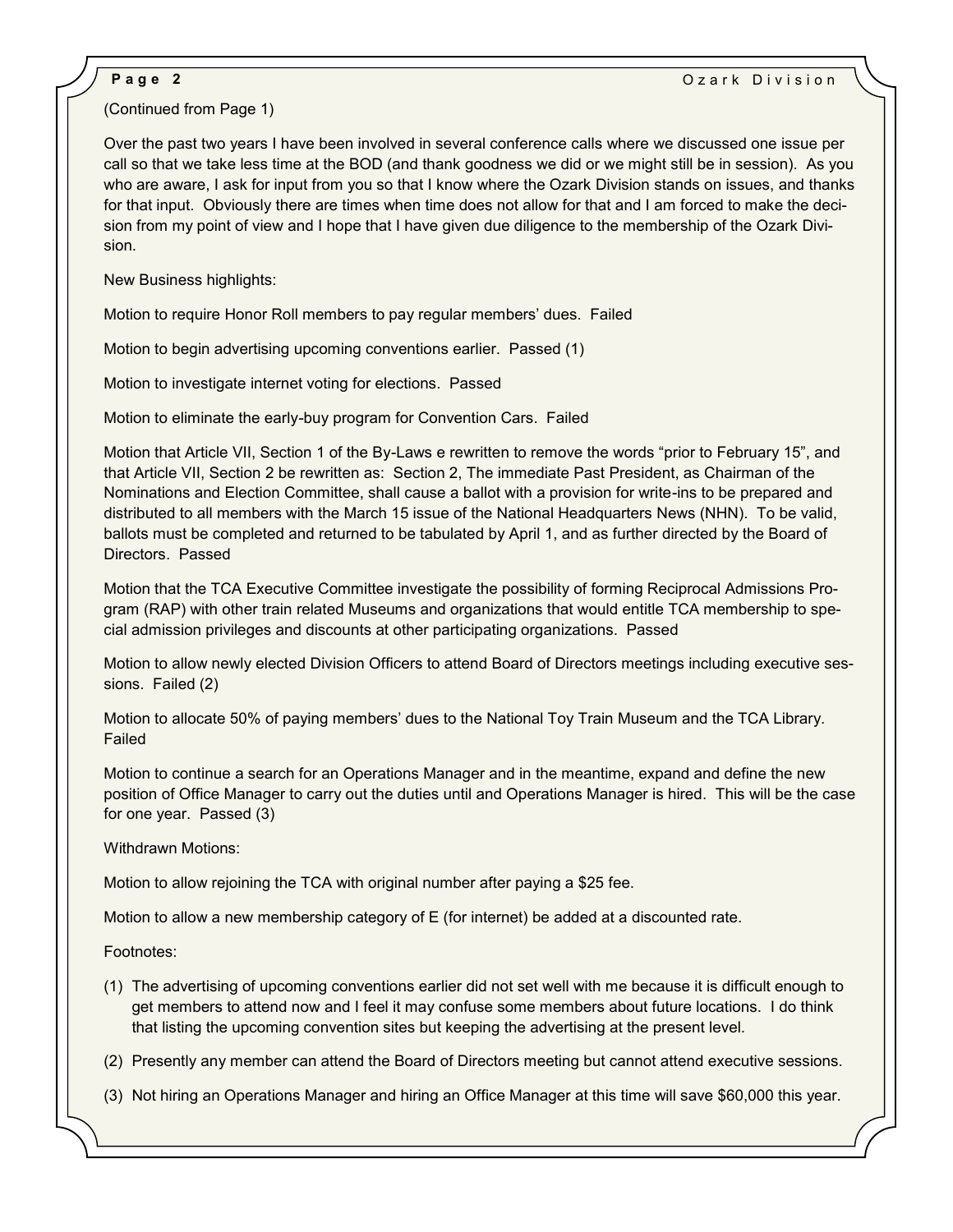(Continued from Page 1)

Over the past two years I have been involved in several conference calls where we discussed one issue per call so that we take less time at the BOD (and thank goodness we did or we might still be in session). As you who are aware, I ask for input from you so that I know where the Ozark Division stands on issues, and thanks for that input. Obviously there are times when time does not allow for that and I am forced to make the decision from my point of view and I hope that I have given due diligence to the membership of the Ozark Division.

New Business highlights:

Motion to require Honor Roll members to pay regular members' dues. Failed

Motion to begin advertising upcoming conventions earlier. Passed (1)

Motion to investigate internet voting for elections. Passed

Motion to eliminate the early-buy program for Convention Cars. Failed

Motion that Article VII, Section 1 of the By-Laws e rewritten to remove the words "prior to February 15", and that Article VII, Section 2 be rewritten as: Section 2, The immediate Past President, as Chairman of the Nominations and Election Committee, shall cause a ballot with a provision for write-ins to be prepared and distributed to all members with the March 15 issue of the National Headquarters News (NHN). To be valid, ballots must be completed and returned to be tabulated by April 1, and as further directed by the Board of Directors. Passed

Motion that the TCA Executive Committee investigate the possibility of forming Reciprocal Admissions Program (RAP) with other train related Museums and organizations that would entitle TCA membership to special admission privileges and discounts at other participating organizations. Passed

Motion to allow newly elected Division Officers to attend Board of Directors meetings including executive sessions. Failed (2)

Motion to allocate 50% of paying members' dues to the National Toy Train Museum and the TCA Library. Failed

Motion to continue a search for an Operations Manager and in the meantime, expand and define the new position of Office Manager to carry out the duties until and Operations Manager is hired. This will be the case for one year. Passed (3)

Withdrawn Motions:

Motion to allow rejoining the TCA with original number after paying a $25 fee.

Motion to allow a new membership category of E (for internet) be added at a discounted rate.

Footnotes:

1. The advertising of upcoming conventions earlier did not set well with me because it is difficult enough to get members to attend now and I feel it may confuse some members about future locations. I do think that listing the upcoming convention sites but keeping the advertising at the present level.
2. Presently any member can attend the Board of Directors meeting but cannot attend executive sessions.
3. Not hiring an Operations Manager and hiring an Office Manager at this time will save $60,000 this year.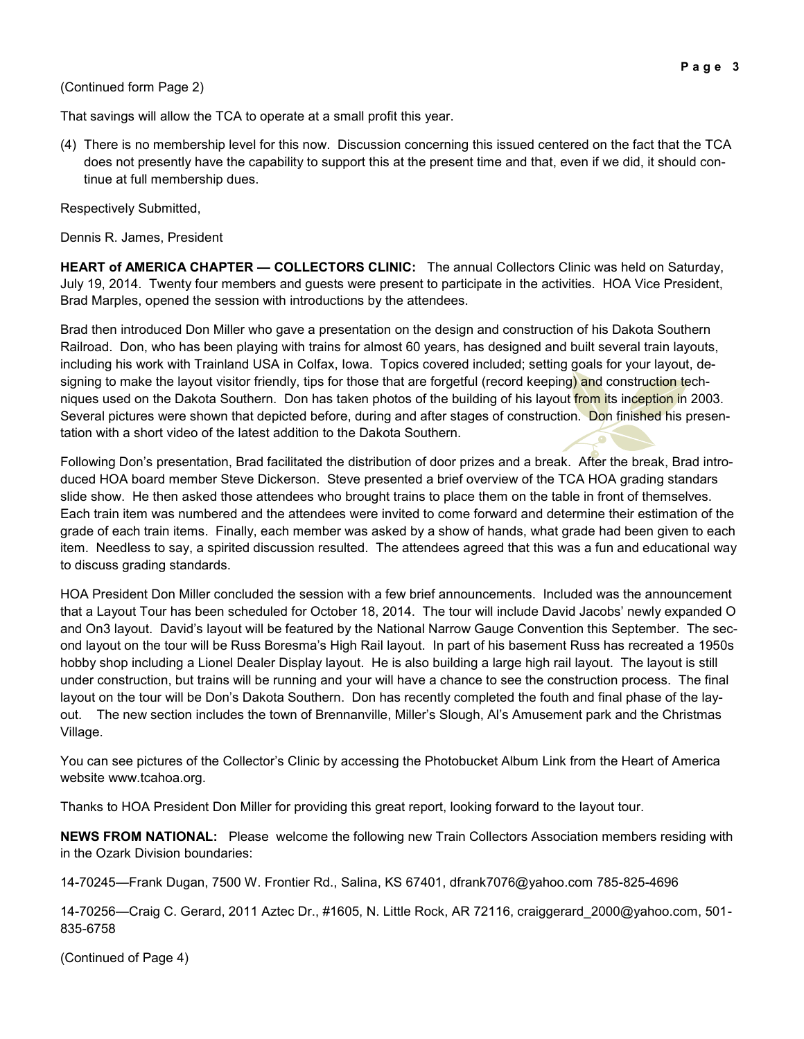(Continued form Page 2)

That savings will allow the TCA to operate at a small profit this year.

(4) There is no membership level for this now. Discussion concerning this issued centered on the fact that the TCA does not presently have the capability to support this at the present time and that, even if we did, it should continue at full membership dues.

Respectively Submitted,

Dennis R. James, President

**HEART of AMERICA CHAPTER — COLLECTORS CLINIC:** The annual Collectors Clinic was held on Saturday, July 19, 2014. Twenty four members and guests were present to participate in the activities. HOA Vice President, Brad Marples, opened the session with introductions by the attendees.

Brad then introduced Don Miller who gave a presentation on the design and construction of his Dakota Southern Railroad. Don, who has been playing with trains for almost 60 years, has designed and built several train layouts, including his work with Trainland USA in Colfax, Iowa. Topics covered included; setting goals for your layout, designing to make the layout visitor friendly, tips for those that are forgetful (record keeping) and construction techniques used on the Dakota Southern. Don has taken photos of the building of his layout from its inception in 2003. Several pictures were shown that depicted before, during and after stages of construction. Don finished his presentation with a short video of the latest addition to the Dakota Southern.

Following Don's presentation, Brad facilitated the distribution of door prizes and a break. After the break, Brad introduced HOA board member Steve Dickerson. Steve presented a brief overview of the TCA HOA grading standars slide show. He then asked those attendees who brought trains to place them on the table in front of themselves. Each train item was numbered and the attendees were invited to come forward and determine their estimation of the grade of each train items. Finally, each member was asked by a show of hands, what grade had been given to each item. Needless to say, a spirited discussion resulted. The attendees agreed that this was a fun and educational way to discuss grading standards.

HOA President Don Miller concluded the session with a few brief announcements. Included was the announcement that a Layout Tour has been scheduled for October 18, 2014. The tour will include David Jacobs' newly expanded O and On3 layout. David's layout will be featured by the National Narrow Gauge Convention this September. The second layout on the tour will be Russ Boresma's High Rail layout. In part of his basement Russ has recreated a 1950s hobby shop including a Lionel Dealer Display layout. He is also building a large high rail layout. The layout is still under construction, but trains will be running and your will have a chance to see the construction process. The final layout on the tour will be Don's Dakota Southern. Don has recently completed the fouth and final phase of the layout. The new section includes the town of Brennanville, Miller's Slough, Al's Amusement park and the Christmas Village.

You can see pictures of the Collector's Clinic by accessing the Photobucket Album Link from the Heart of America website www.tcahoa.org.

Thanks to HOA President Don Miller for providing this great report, looking forward to the layout tour.

**NEWS FROM NATIONAL:** Please welcome the following new Train Collectors Association members residing with in the Ozark Division boundaries:

14-70245—Frank Dugan, 7500 W. Frontier Rd., Salina, KS 67401, dfrank7076@yahoo.com 785-825-4696

14-70256—Craig C. Gerard, 2011 Aztec Dr., #1605, N. Little Rock, AR 72116, craiggerard_2000@yahoo.com, 501-835-6758

(Continued of Page 4)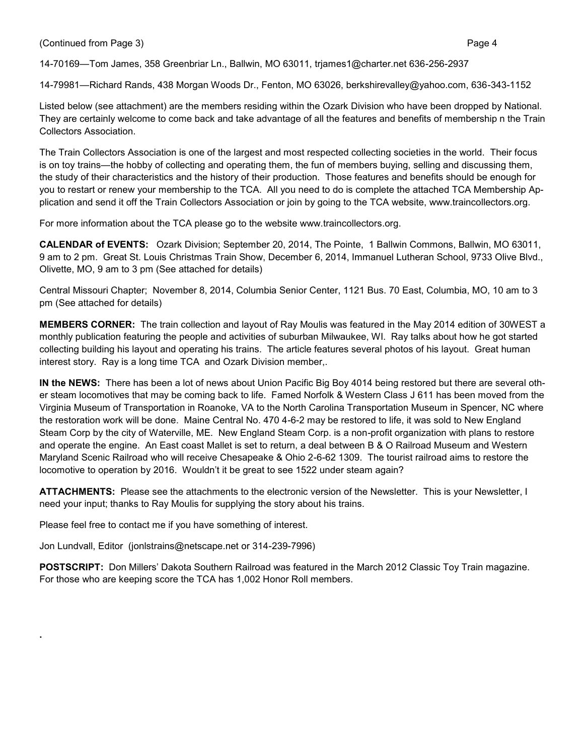(Continued from Page 3)

14-70169—Tom James, 358 Greenbriar Ln., Ballwin, MO 63011, trjames1@charter.net 636-256-2937

14-79981—Richard Rands, 438 Morgan Woods Dr., Fenton, MO 63026, berkshirevalley@yahoo.com, 636-343-1152

Listed below (see attachment) are the members residing within the Ozark Division who have been dropped by National. They are certainly welcome to come back and take advantage of all the features and benefits of membership n the Train Collectors Association.

The Train Collectors Association is one of the largest and most respected collecting societies in the world. Their focus is on toy trains—the hobby of collecting and operating them, the fun of members buying, selling and discussing them, the study of their characteristics and the history of their production. Those features and benefits should be enough for you to restart or renew your membership to the TCA. All you need to do is complete the attached TCA Membership Application and send it off the Train Collectors Association or join by going to the TCA website, www.traincollectors.org.

For more information about the TCA please go to the website www.traincollectors.org.

**CALENDAR of EVENTS:** Ozark Division; September 20, 2014, The Pointe, 1 Ballwin Commons, Ballwin, MO 63011, 9 am to 2 pm. Great St. Louis Christmas Train Show, December 6, 2014, Immanuel Lutheran School, 9733 Olive Blvd., Olivette, MO, 9 am to 3 pm (See attached for details)

Central Missouri Chapter; November 8, 2014, Columbia Senior Center, 1121 Bus. 70 East, Columbia, MO, 10 am to 3 pm (See attached for details)

**MEMBERS CORNER:** The train collection and layout of Ray Moulis was featured in the May 2014 edition of 30WEST a monthly publication featuring the people and activities of suburban Milwaukee, WI. Ray talks about how he got started collecting building his layout and operating his trains. The article features several photos of his layout. Great human interest story. Ray is a long time TCA and Ozark Division member,.

**IN the NEWS:** There has been a lot of news about Union Pacific Big Boy 4014 being restored but there are several other steam locomotives that may be coming back to life. Famed Norfolk & Western Class J 611 has been moved from the Virginia Museum of Transportation in Roanoke, VA to the North Carolina Transportation Museum in Spencer, NC where the restoration work will be done. Maine Central No. 470 4-6-2 may be restored to life, it was sold to New England Steam Corp by the city of Waterville, ME. New England Steam Corp. is a non-profit organization with plans to restore and operate the engine. An East coast Mallet is set to return, a deal between B & O Railroad Museum and Western Maryland Scenic Railroad who will receive Chesapeake & Ohio 2-6-62 1309. The tourist railroad aims to restore the locomotive to operation by 2016. Wouldn't it be great to see 1522 under steam again?

**ATTACHMENTS:** Please see the attachments to the electronic version of the Newsletter. This is your Newsletter, I need your input; thanks to Ray Moulis for supplying the story about his trains.

Please feel free to contact me if you have something of interest.

Jon Lundvall, Editor (jonlstrains@netscape.net or 314-239-7996)

**POSTSCRIPT:** Don Millers' Dakota Southern Railroad was featured in the March 2012 Classic Toy Train magazine. For those who are keeping score the TCA has 1,002 Honor Roll members.

.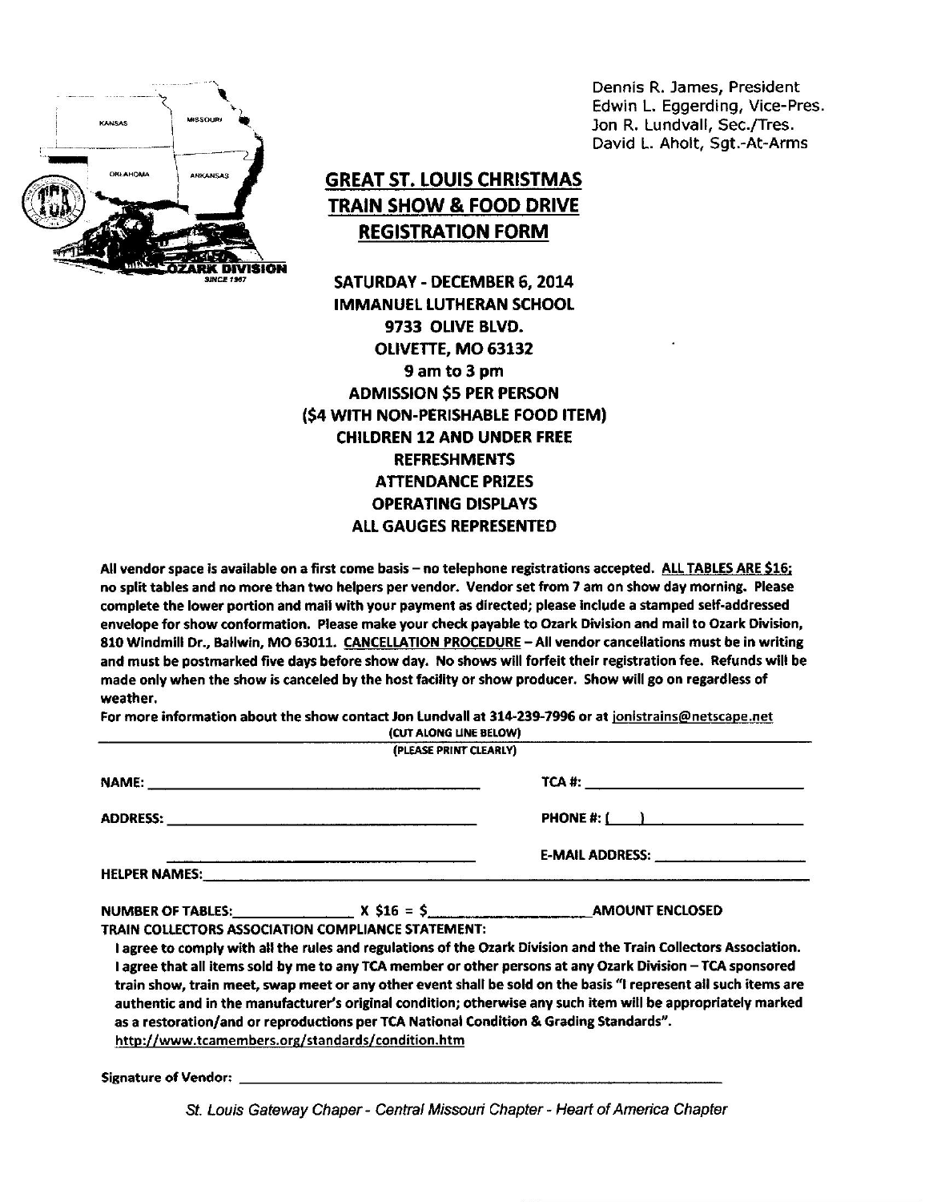Dennis R. James, President
Edwin L. Eggerding, Vice-Pres.
Jon R. Lundvall, Sec./Tres.
David L. Aholt, Sgt.-At-Arms

KANSAS MISSOURI OKLAHOMA ARKANSAS

OZARK DIVISION
SINCE 1967

# GREAT ST. LOUIS CHRISTMAS TRAIN SHOW & FOOD DRIVE REGISTRATION FORM

**SATURDAY - DECEMBER 6, 2014**
**IMMANUEL LUTHERAN SCHOOL**
**9733 OLIVE BLVD.**
**OLIVETTE, MO 63132**
**9 am to 3 pm**
**ADMISSION $5 PER PERSON**
**($4 WITH NON-PERISHABLE FOOD ITEM)**
**CHILDREN 12 AND UNDER FREE**
**REFRESHMENTS**
**ATTENDANCE PRIZES**
**OPERATING DISPLAYS**
**ALL GAUGES REPRESENTED**

**All vendor space is available on a first come basis – no telephone registrations accepted. ALL TABLES ARE $16; no split tables and no more than two helpers per vendor. Vendor set from 7 am on show day morning. Please complete the lower portion and mail with your payment as directed; please include a stamped self-addressed envelope for show conformation. Please make your check payable to Ozark Division and mail to Ozark Division, 810 Windmill Dr., Ballwin, MO 63011. CANCELLATION PROCEDURE – All vendor cancellations must be in writing and must be postmarked five days before show day. No shows will forfeit their registration fee. Refunds will be made only when the show is canceled by the host facility or show producer. Show will go on regardless of weather.**

**For more information about the show contact Jon Lundvall at 314-239-7996 or at jonlstrains@netscape.net**

(CUT ALONG LINE BELOW)

---

(PLEASE PRINT CLEARLY)

**NAME:** ______________________________ **TCA #:** ______________________

**ADDRESS:** ______________________________ **PHONE #: (    )** ______________________

______________________________ **E-MAIL ADDRESS:** ______________________

**HELPER NAMES:** ____________________________________________________________

**NUMBER OF TABLES:** ____________ **X $16 = $** ________________ **AMOUNT ENCLOSED**

**TRAIN COLLECTORS ASSOCIATION COMPLIANCE STATEMENT:**

**I agree to comply with all the rules and regulations of the Ozark Division and the Train Collectors Association. I agree that all items sold by me to any TCA member or other persons at any Ozark Division – TCA sponsored train show, train meet, swap meet or any other event shall be sold on the basis "I represent all such items are authentic and in the manufacturer's original condition; otherwise any such item will be appropriately marked as a restoration/and or reproductions per TCA National Condition & Grading Standards". http://www.tcamembers.org/standards/condition.htm**

**Signature of Vendor:** ____________________________________________________________

*St. Louis Gateway Chaper - Central Missouri Chapter - Heart of America Chapter*